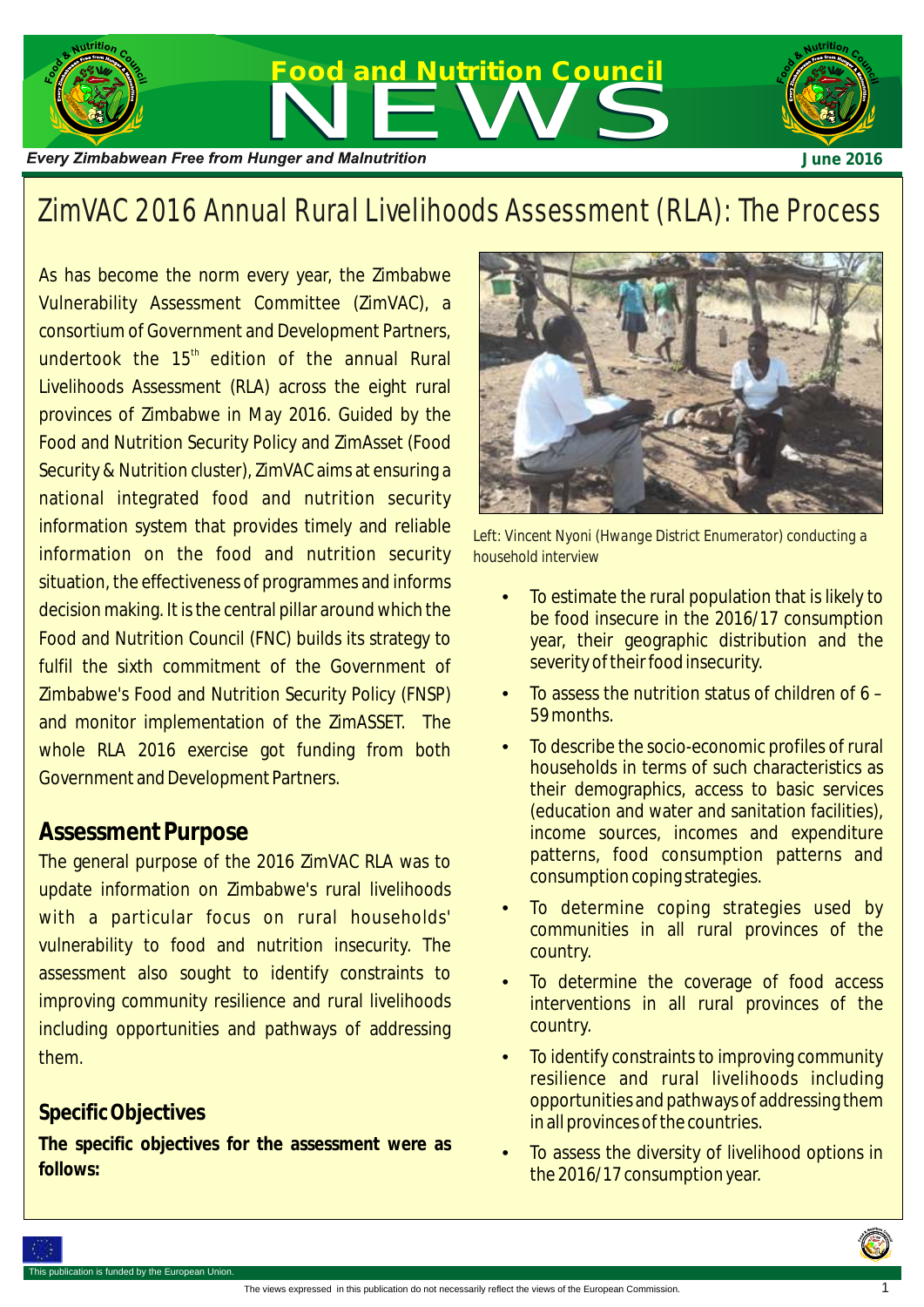# Food and Nutrition Council NEWS

*Every Zimbabwean Free from Hunger and Malnutrition*

**June 2016**

## ZimVAC 2016 Annual Rural Livelihoods Assessment (RLA): The Process

As has become the norm every year, the Zimbabwe Vulnerability Assessment Committee (ZimVAC), a consortium of Government and Development Partners, undertook the 15th edition of the annual Rural Livelihoods Assessment (RLA) across the eight rural provinces of Zimbabwe in May 2016. Guided by the Food and Nutrition Security Policy and ZimAsset (Food Security & Nutrition cluster), ZimVAC aims at ensuring a national integrated food and nutrition security information system that provides timely and reliable information on the food and nutrition security situation, the effectiveness of programmes and informs decision making. It is the central pillar around which the Food and Nutrition Council (FNC) builds its strategy to fulfil the sixth commitment of the Government of Zimbabwe's Food and Nutrition Security Policy (FNSP) and monitor implementation of the ZimASSET. The whole RLA 2016 exercise got funding from both Government and Development Partners.

### Assessment Purpose

The general purpose of the 2016 ZimVAC RLA was to update information on Zimbabwe's rural livelihoods with a particular focus on rural households' vulnerability to food and nutrition insecurity. The assessment also sought to identify constraints to improving community resilience and rural livelihoods including opportunities and pathways of addressing them.

### Specific Objectives

**The specific objectives for the assessment were as follows:**

Left: Vincent Nyoni (Hwange District Enumerator) conducting a household interview

- To estimate the rural population that is likely to be food insecure in the 2016/17 consumption year, their geographic distribution and the severity of their food insecurity.
- To assess the nutrition status of children of 6 – 59 months.
- To describe the socio-economic profiles of rural households in terms of such characteristics as their demographics, access to basic services (education and water and sanitation facilities), income sources, incomes and expenditure patterns, food consumption patterns and consumption coping strategies.
- To determine coping strategies used by communities in all rural provinces of the country.
- To determine the coverage of food access interventions in all rural provinces of the country.
- To identify constraints to improving community resilience and rural livelihoods including opportunities and pathways of addressing them in all provinces of the countries.
- To assess the diversity of livelihood options in the 2016/17 consumption year.

This publication is funded by the European Union.

The views expressed in this publication do not necessarily reflect the views of the European Commission.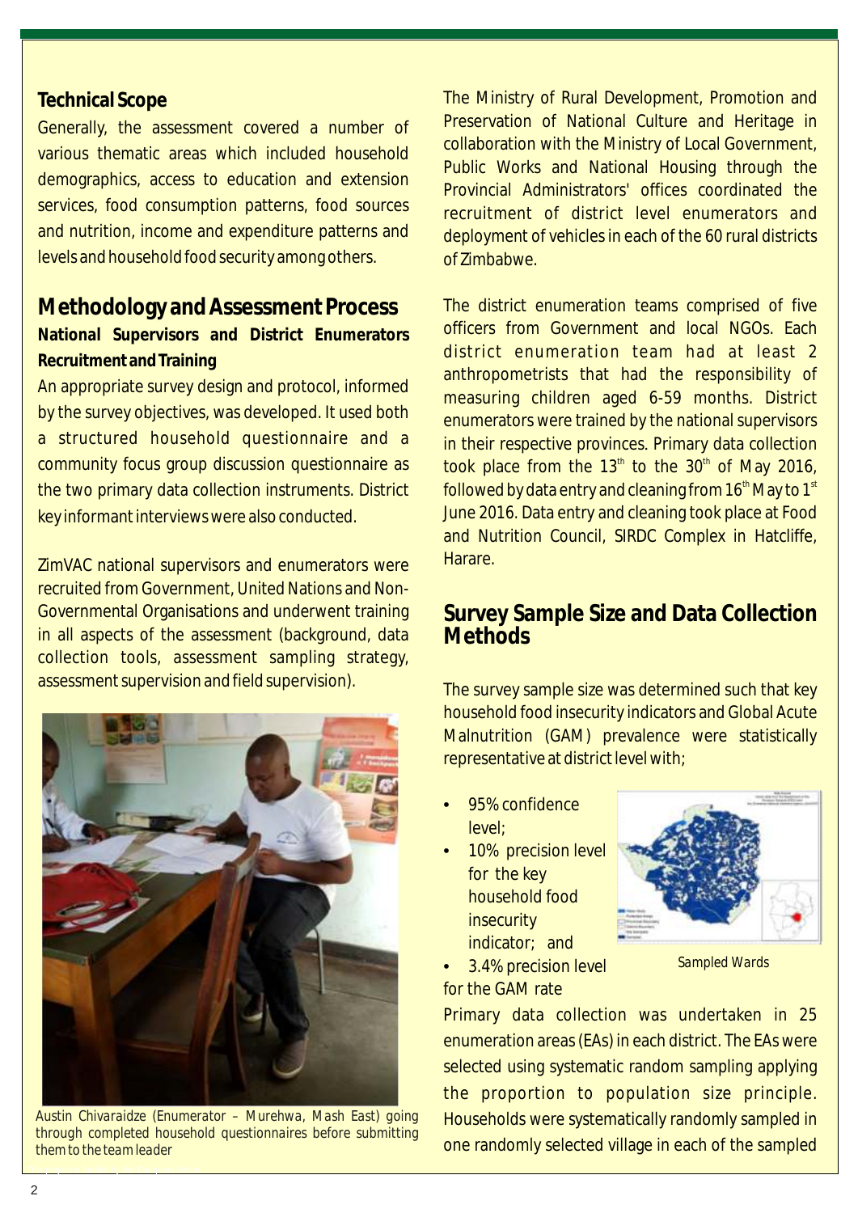### Technical Scope

Generally, the assessment covered a number of various thematic areas which included household demographics, access to education and extension services, food consumption patterns, food sources and nutrition, income and expenditure patterns and levels and household food security among others.

## Methodology and Assessment Process

### National Supervisors and District Enumerators Recruitment and Training

An appropriate survey design and protocol, informed by the survey objectives, was developed. It used both a structured household questionnaire and a community focus group discussion questionnaire as the two primary data collection instruments. District key informant interviews were also conducted.

ZimVAC national supervisors and enumerators were recruited from Government, United Nations and Non-Governmental Organisations and underwent training in all aspects of the assessment (background, data collection tools, assessment sampling strategy, assessment supervision and field supervision).

*Austin Chivaraidze (Enumerator – Murehwa, Mash East) going through completed household questionnaires before submitting them to the team leader*

The Ministry of Rural Development, Promotion and Preservation of National Culture and Heritage in collaboration with the Ministry of Local Government, Public Works and National Housing through the Provincial Administrators' offices coordinated the recruitment of district level enumerators and deployment of vehicles in each of the 60 rural districts of Zimbabwe.

The district enumeration teams comprised of five officers from Government and local NGOs. Each district enumeration team had at least 2 anthropometrists that had the responsibility of measuring children aged 6-59 months. District enumerators were trained by the national supervisors in their respective provinces. Primary data collection took place from the 13th to the 30th of May 2016, followed by data entry and cleaning from 16th May to 1st June 2016. Data entry and cleaning took place at Food and Nutrition Council, SIRDC Complex in Hatcliffe, Harare.

## Survey Sample Size and Data Collection Methods

The survey sample size was determined such that key household food insecurity indicators and Global Acute Malnutrition (GAM) prevalence were statistically representative at district level with;

- 95% confidence level;
- 10% precision level for the key household food insecurity indicator; and
- 3.4% precision level for the GAM rate

*Sampled Wards*

Primary data collection was undertaken in 25 enumeration areas (EAs) in each district. The EAs were selected using systematic random sampling applying the proportion to population size principle. Households were systematically randomly sampled in one randomly selected village in each of the sampled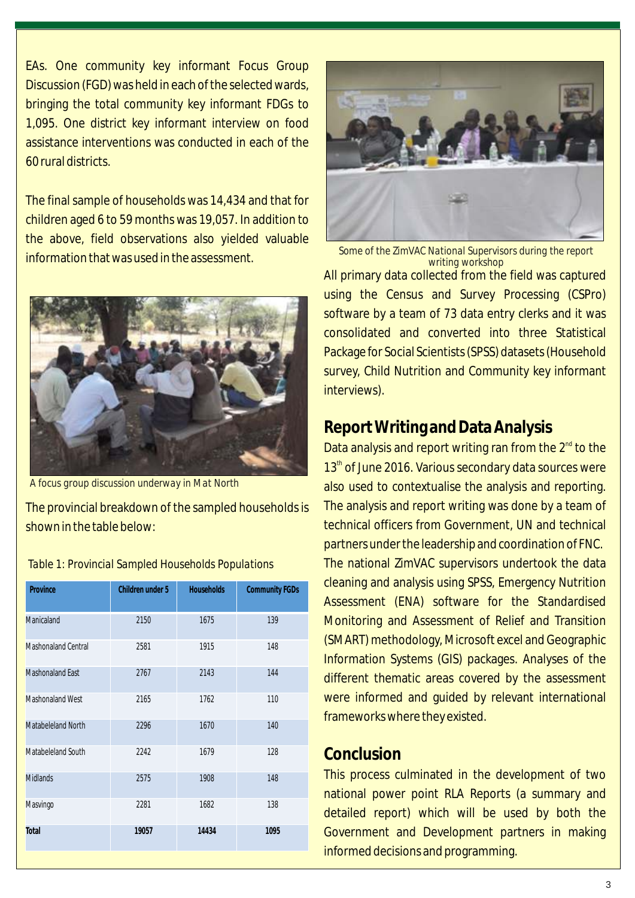EAs. One community key informant Focus Group Discussion (FGD) was held in each of the selected wards, bringing the total community key informant FDGs to 1,095. One district key informant interview on food assistance interventions was conducted in each of the 60 rural districts.

The final sample of households was 14,434 and that for children aged 6 to 59 months was 19,057. In addition to the above, field observations also yielded valuable information that was used in the assessment.

A focus group discussion underway in Mat North

The provincial breakdown of the sampled households is shown in the table below:

Table 1: Provincial Sampled Households Populations

| Province | Children under 5 | Households | Community FGDs |
|---|---|---|---|
| Manicaland | 2150 | 1675 | 139 |
| Mashonaland Central | 2581 | 1915 | 148 |
| Mashonaland East | 2767 | 2143 | 144 |
| Mashonaland West | 2165 | 1762 | 110 |
| Matabeleland North | 2296 | 1670 | 140 |
| Matabeleland South | 2242 | 1679 | 128 |
| Midlands | 2575 | 1908 | 148 |
| Masvingo | 2281 | 1682 | 138 |
| **Total** | **19057** | **14434** | **1095** |

Some of the ZimVAC National Supervisors during the report writing workshop

All primary data collected from the field was captured using the Census and Survey Processing (CSPro) software by a team of 73 data entry clerks and it was consolidated and converted into three Statistical Package for Social Scientists (SPSS) datasets (Household survey, Child Nutrition and Community key informant interviews).

## Report Writing and Data Analysis

Data analysis and report writing ran from the 2nd to the 13th of June 2016. Various secondary data sources were also used to contextualise the analysis and reporting. The analysis and report writing was done by a team of technical officers from Government, UN and technical partners under the leadership and coordination of FNC. The national ZimVAC supervisors undertook the data cleaning and analysis using SPSS, Emergency Nutrition Assessment (ENA) software for the Standardised Monitoring and Assessment of Relief and Transition (SMART) methodology, Microsoft excel and Geographic Information Systems (GIS) packages. Analyses of the different thematic areas covered by the assessment were informed and guided by relevant international frameworks where they existed.

## Conclusion

This process culminated in the development of two national power point RLA Reports (a summary and detailed report) which will be used by both the Government and Development partners in making informed decisions and programming.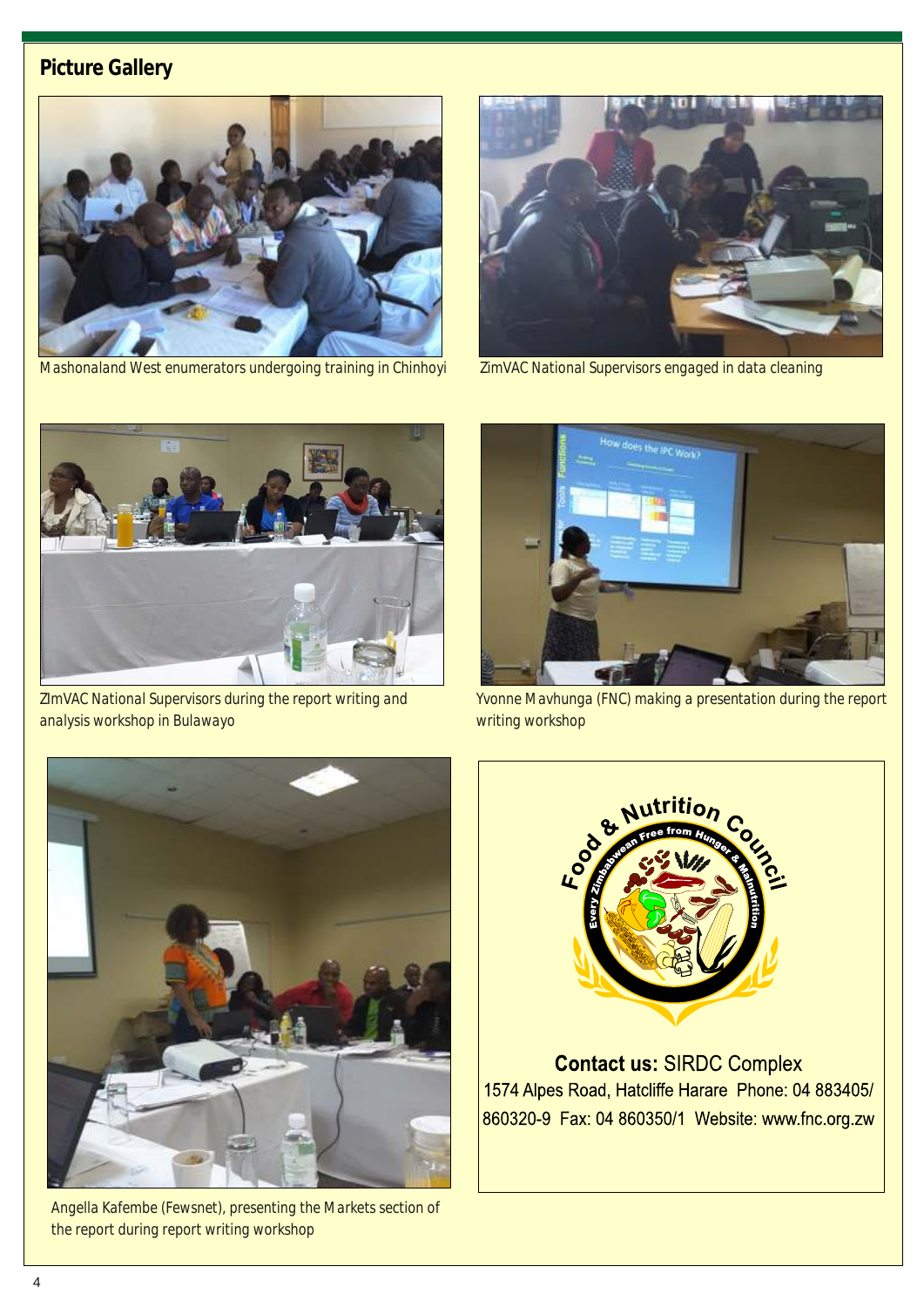## Picture Gallery

Mashonaland West enumerators undergoing training in Chinhoyi

ZimVAC National Supervisors engaged in data cleaning

ZImVAC National Supervisors during the report writing and analysis workshop in Bulawayo

Yvonne Mavhunga (FNC) making a presentation during the report writing workshop

Angella Kafembe (Fewsnet), presenting the Markets section of the report during report writing workshop

**Contact us:** SIRDC Complex
1574 Alpes Road, Hatcliffe Harare Phone: 04 883405/ 860320-9 Fax: 04 860350/1 Website: www.fnc.org.zw